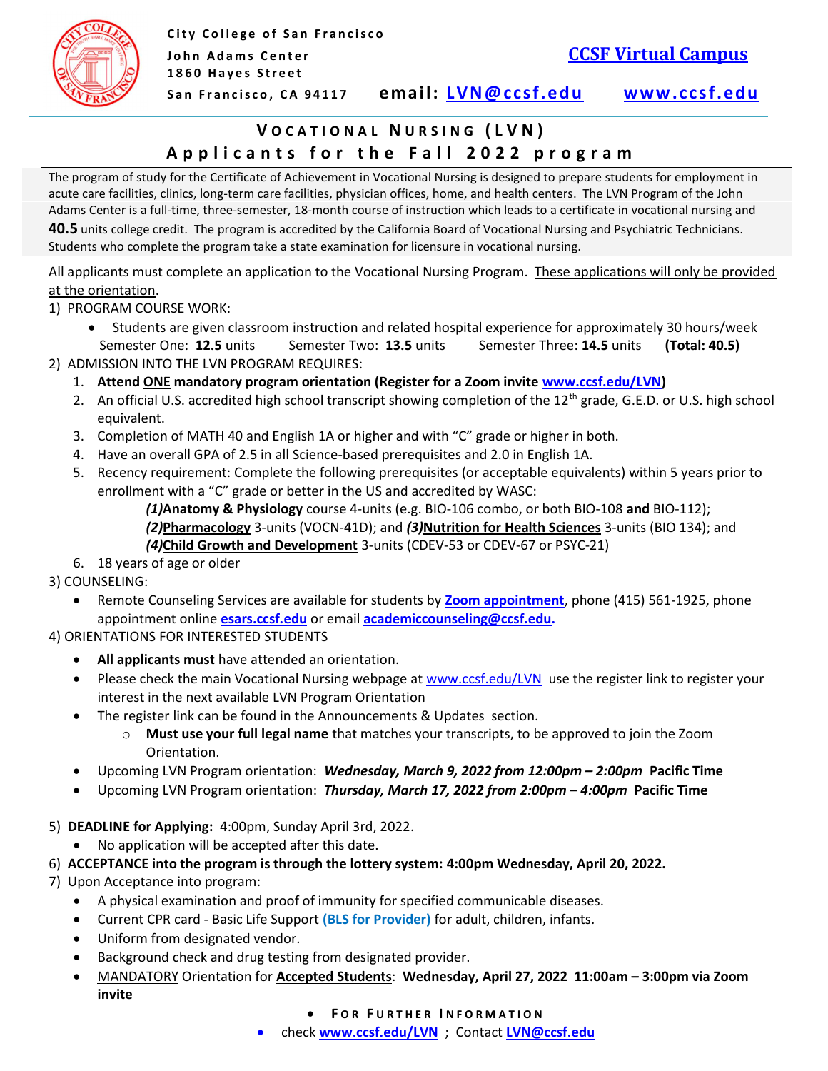City College of San Francisco
John Adams Center
1860 Hayes Street
San Francisco, CA 94117

**CCSF Virtual Campus**

email: **LVN@ccsf.edu** **www.ccsf.edu**

# VOCATIONAL NURSING (LVN)
## Applicants for the Fall 2022 program

The program of study for the Certificate of Achievement in Vocational Nursing is designed to prepare students for employment in acute care facilities, clinics, long-term care facilities, physician offices, home, and health centers. The LVN Program of the John Adams Center is a full-time, three-semester, 18-month course of instruction which leads to a certificate in vocational nursing and **40.5** units college credit. The program is accredited by the California Board of Vocational Nursing and Psychiatric Technicians. Students who complete the program take a state examination for licensure in vocational nursing.

All applicants must complete an application to the Vocational Nursing Program. These applications will only be provided at the orientation.

1) PROGRAM COURSE WORK:
   - Students are given classroom instruction and related hospital experience for approximately 30 hours/week
     Semester One: **12.5** units Semester Two: **13.5** units Semester Three: **14.5** units **(Total: 40.5)**

2) ADMISSION INTO THE LVN PROGRAM REQUIRES:
   1. **Attend ONE mandatory program orientation (Register for a Zoom invite www.ccsf.edu/LVN)**
   2. An official U.S. accredited high school transcript showing completion of the 12th grade, G.E.D. or U.S. high school equivalent.
   3. Completion of MATH 40 and English 1A or higher and with "C" grade or higher in both.
   4. Have an overall GPA of 2.5 in all Science-based prerequisites and 2.0 in English 1A.
   5. Recency requirement: Complete the following prerequisites (or acceptable equivalents) within 5 years prior to enrollment with a "C" grade or better in the US and accredited by WASC:
      ***(1)*****Anatomy & Physiology** course 4-units (e.g. BIO-106 combo, or both BIO-108 **and** BIO-112);
      ***(2)*****Pharmacology** 3-units (VOCN-41D); and ***(3)*****Nutrition for Health Sciences** 3-units (BIO 134); and
      ***(4)*****Child Growth and Development** 3-units (CDEV-53 or CDEV-67 or PSYC-21)
   6. 18 years of age or older

3) COUNSELING:
   - Remote Counseling Services are available for students by **Zoom appointment**, phone (415) 561-1925, phone appointment online **esars.ccsf.edu** or email **academiccounseling@ccsf.edu.**

4) ORIENTATIONS FOR INTERESTED STUDENTS
   - **All applicants must** have attended an orientation.
   - Please check the main Vocational Nursing webpage at www.ccsf.edu/LVN use the register link to register your interest in the next available LVN Program Orientation
   - The register link can be found in the Announcements & Updates section.
     - **Must use your full legal name** that matches your transcripts, to be approved to join the Zoom Orientation.
   - Upcoming LVN Program orientation: ***Wednesday, March 9, 2022 from 12:00pm – 2:00pm*** **Pacific Time**
   - Upcoming LVN Program orientation: ***Thursday, March 17, 2022 from 2:00pm – 4:00pm*** **Pacific Time**

5) **DEADLINE for Applying:** 4:00pm, Sunday April 3rd, 2022.
   - No application will be accepted after this date.

6) **ACCEPTANCE into the program is through the lottery system: 4:00pm Wednesday, April 20, 2022.**

7) Upon Acceptance into program:
   - A physical examination and proof of immunity for specified communicable diseases.
   - Current CPR card - Basic Life Support **(BLS for Provider)** for adult, children, infants.
   - Uniform from designated vendor.
   - Background check and drug testing from designated provider.
   - MANDATORY Orientation for **Accepted Students**: **Wednesday, April 27, 2022 11:00am – 3:00pm via Zoom invite**

- **FOR FURTHER INFORMATION**
- check **www.ccsf.edu/LVN** ; Contact **LVN@ccsf.edu**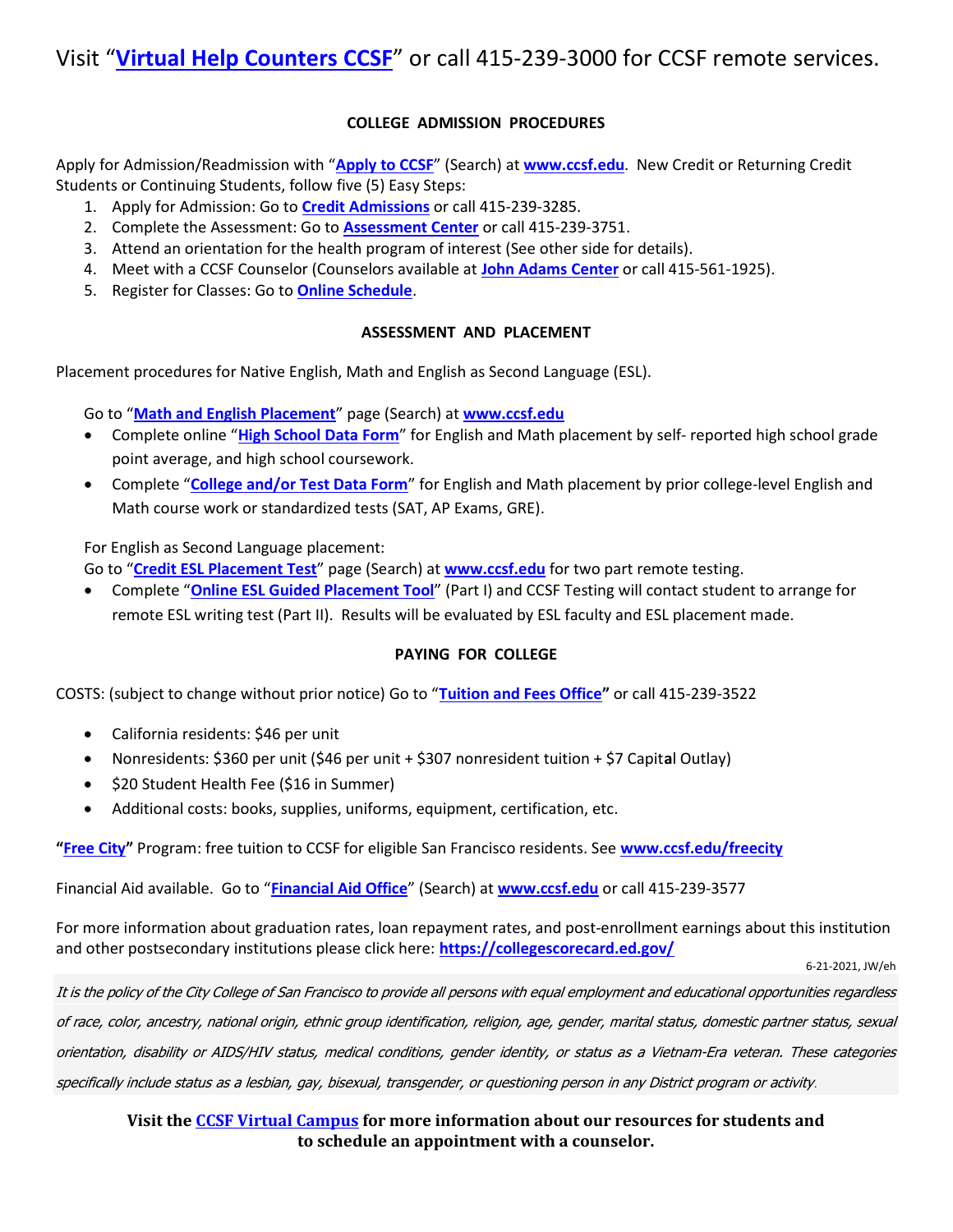# Visit "**Virtual Help Counters CCSF**" or call 415-239-3000 for CCSF remote services.

## COLLEGE ADMISSION PROCEDURES

Apply for Admission/Readmission with "**Apply to CCSF**" (Search) at **www.ccsf.edu**. New Credit or Returning Credit Students or Continuing Students, follow five (5) Easy Steps:

1. Apply for Admission: Go to **Credit Admissions** or call 415-239-3285.
2. Complete the Assessment: Go to **Assessment Center** or call 415-239-3751.
3. Attend an orientation for the health program of interest (See other side for details).
4. Meet with a CCSF Counselor (Counselors available at **John Adams Center** or call 415-561-1925).
5. Register for Classes: Go to **Online Schedule**.

## ASSESSMENT AND PLACEMENT

Placement procedures for Native English, Math and English as Second Language (ESL).

Go to "**Math and English Placement**" page (Search) at **www.ccsf.edu**

- Complete online "**High School Data Form**" for English and Math placement by self- reported high school grade point average, and high school coursework.
- Complete "**College and/or Test Data Form**" for English and Math placement by prior college-level English and Math course work or standardized tests (SAT, AP Exams, GRE).

For English as Second Language placement:
Go to "**Credit ESL Placement Test**" page (Search) at **www.ccsf.edu** for two part remote testing.

- Complete "**Online ESL Guided Placement Tool**" (Part I) and CCSF Testing will contact student to arrange for remote ESL writing test (Part II). Results will be evaluated by ESL faculty and ESL placement made.

## PAYING FOR COLLEGE

COSTS: (subject to change without prior notice) Go to "**Tuition and Fees Office**" or call 415-239-3522

- California residents: $46 per unit
- Nonresidents: $360 per unit ($46 per unit + $307 nonresident tuition + $7 Capital Outlay)
- $20 Student Health Fee ($16 in Summer)
- Additional costs: books, supplies, uniforms, equipment, certification, etc.

**"Free City"** Program: free tuition to CCSF for eligible San Francisco residents. See **www.ccsf.edu/freecity**

Financial Aid available. Go to "**Financial Aid Office**" (Search) at **www.ccsf.edu** or call 415-239-3577

For more information about graduation rates, loan repayment rates, and post-enrollment earnings about this institution and other postsecondary institutions please click here: **https://collegescorecard.ed.gov/**

6-21-2021, JW/eh

*It is the policy of the City College of San Francisco to provide all persons with equal employment and educational opportunities regardless of race, color, ancestry, national origin, ethnic group identification, religion, age, gender, marital status, domestic partner status, sexual orientation, disability or AIDS/HIV status, medical conditions, gender identity, or status as a Vietnam-Era veteran. These categories specifically include status as a lesbian, gay, bisexual, transgender, or questioning person in any District program or activity.*

**Visit the CCSF Virtual Campus for more information about our resources for students and to schedule an appointment with a counselor.**